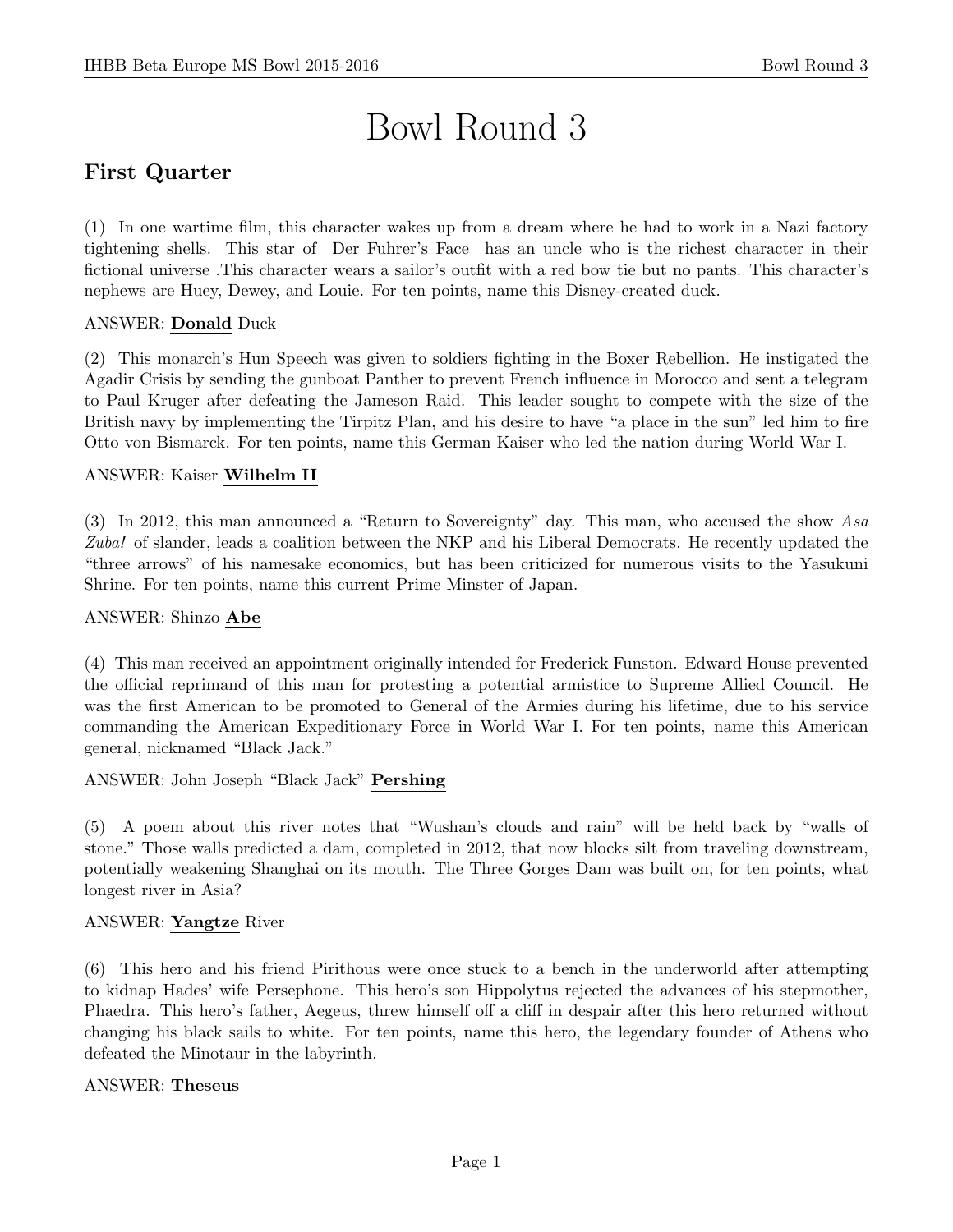# Bowl Round 3

## First Quarter

(1) In one wartime film, this character wakes up from a dream where he had to work in a Nazi factory tightening shells. This star of Der Fuhrer's Face has an uncle who is the richest character in their fictional universe .This character wears a sailor's outfit with a red bow tie but no pants. This character's nephews are Huey, Dewey, and Louie. For ten points, name this Disney-created duck.

ANSWER: **Donald** Duck

(2) This monarch's Hun Speech was given to soldiers fighting in the Boxer Rebellion. He instigated the Agadir Crisis by sending the gunboat Panther to prevent French influence in Morocco and sent a telegram to Paul Kruger after defeating the Jameson Raid. This leader sought to compete with the size of the British navy by implementing the Tirpitz Plan, and his desire to have "a place in the sun" led him to fire Otto von Bismarck. For ten points, name this German Kaiser who led the nation during World War I.

ANSWER: Kaiser **Wilhelm II**

(3) In 2012, this man announced a "Return to Sovereignty" day. This man, who accused the show *Asa Zuba!* of slander, leads a coalition between the NKP and his Liberal Democrats. He recently updated the "three arrows" of his namesake economics, but has been criticized for numerous visits to the Yasukuni Shrine. For ten points, name this current Prime Minster of Japan.

ANSWER: Shinzo **Abe**

(4) This man received an appointment originally intended for Frederick Funston. Edward House prevented the official reprimand of this man for protesting a potential armistice to Supreme Allied Council. He was the first American to be promoted to General of the Armies during his lifetime, due to his service commanding the American Expeditionary Force in World War I. For ten points, name this American general, nicknamed "Black Jack."

ANSWER: John Joseph "Black Jack" **Pershing**

(5) A poem about this river notes that "Wushan's clouds and rain" will be held back by "walls of stone." Those walls predicted a dam, completed in 2012, that now blocks silt from traveling downstream, potentially weakening Shanghai on its mouth. The Three Gorges Dam was built on, for ten points, what longest river in Asia?

ANSWER: **Yangtze** River

(6) This hero and his friend Pirithous were once stuck to a bench in the underworld after attempting to kidnap Hades' wife Persephone. This hero's son Hippolytus rejected the advances of his stepmother, Phaedra. This hero's father, Aegeus, threw himself off a cliff in despair after this hero returned without changing his black sails to white. For ten points, name this hero, the legendary founder of Athens who defeated the Minotaur in the labyrinth.

ANSWER: **Theseus**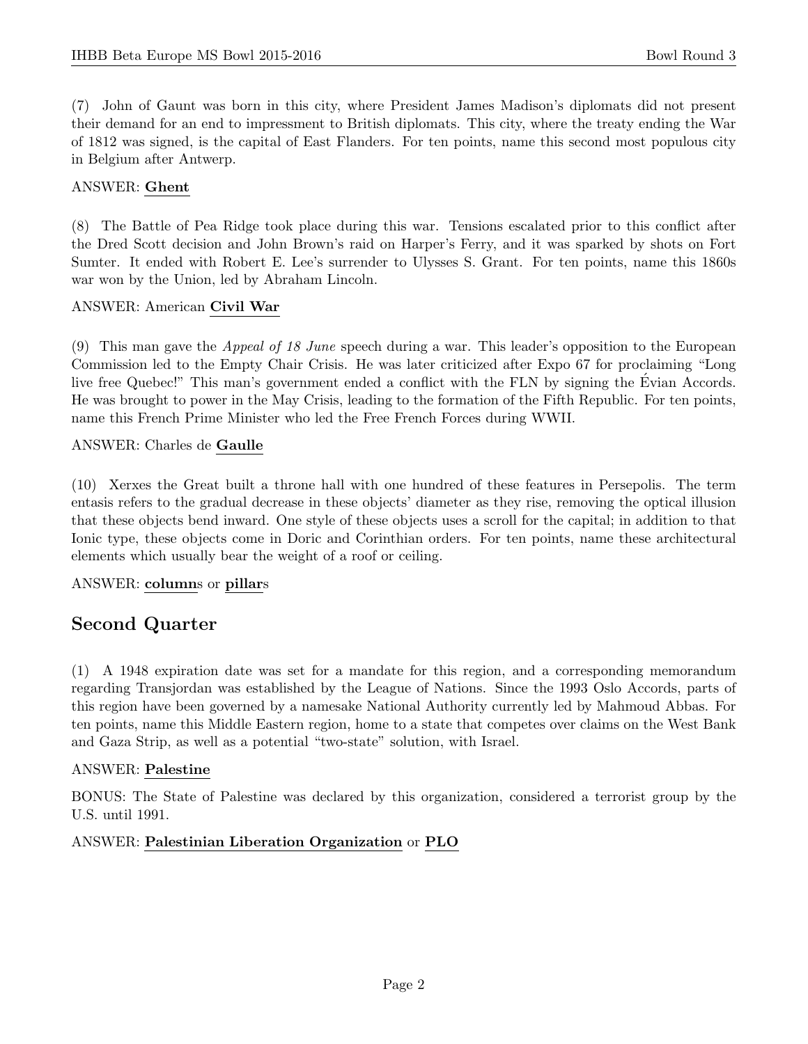(7) John of Gaunt was born in this city, where President James Madison's diplomats did not present their demand for an end to impressment to British diplomats. This city, where the treaty ending the War of 1812 was signed, is the capital of East Flanders. For ten points, name this second most populous city in Belgium after Antwerp.

ANSWER: **Ghent**

(8) The Battle of Pea Ridge took place during this war. Tensions escalated prior to this conflict after the Dred Scott decision and John Brown's raid on Harper's Ferry, and it was sparked by shots on Fort Sumter. It ended with Robert E. Lee's surrender to Ulysses S. Grant. For ten points, name this 1860s war won by the Union, led by Abraham Lincoln.

ANSWER: American **Civil War**

(9) This man gave the *Appeal of 18 June* speech during a war. This leader's opposition to the European Commission led to the Empty Chair Crisis. He was later criticized after Expo 67 for proclaiming "Long live free Quebec!" This man's government ended a conflict with the FLN by signing the Évian Accords. He was brought to power in the May Crisis, leading to the formation of the Fifth Republic. For ten points, name this French Prime Minister who led the Free French Forces during WWII.

ANSWER: Charles de **Gaulle**

(10) Xerxes the Great built a throne hall with one hundred of these features in Persepolis. The term entasis refers to the gradual decrease in these objects' diameter as they rise, removing the optical illusion that these objects bend inward. One style of these objects uses a scroll for the capital; in addition to that Ionic type, these objects come in Doric and Corinthian orders. For ten points, name these architectural elements which usually bear the weight of a roof or ceiling.

ANSWER: **column**s or **pillar**s

## Second Quarter

(1) A 1948 expiration date was set for a mandate for this region, and a corresponding memorandum regarding Transjordan was established by the League of Nations. Since the 1993 Oslo Accords, parts of this region have been governed by a namesake National Authority currently led by Mahmoud Abbas. For ten points, name this Middle Eastern region, home to a state that competes over claims on the West Bank and Gaza Strip, as well as a potential "two-state" solution, with Israel.

ANSWER: **Palestine**

BONUS: The State of Palestine was declared by this organization, considered a terrorist group by the U.S. until 1991.

ANSWER: **Palestinian Liberation Organization** or **PLO**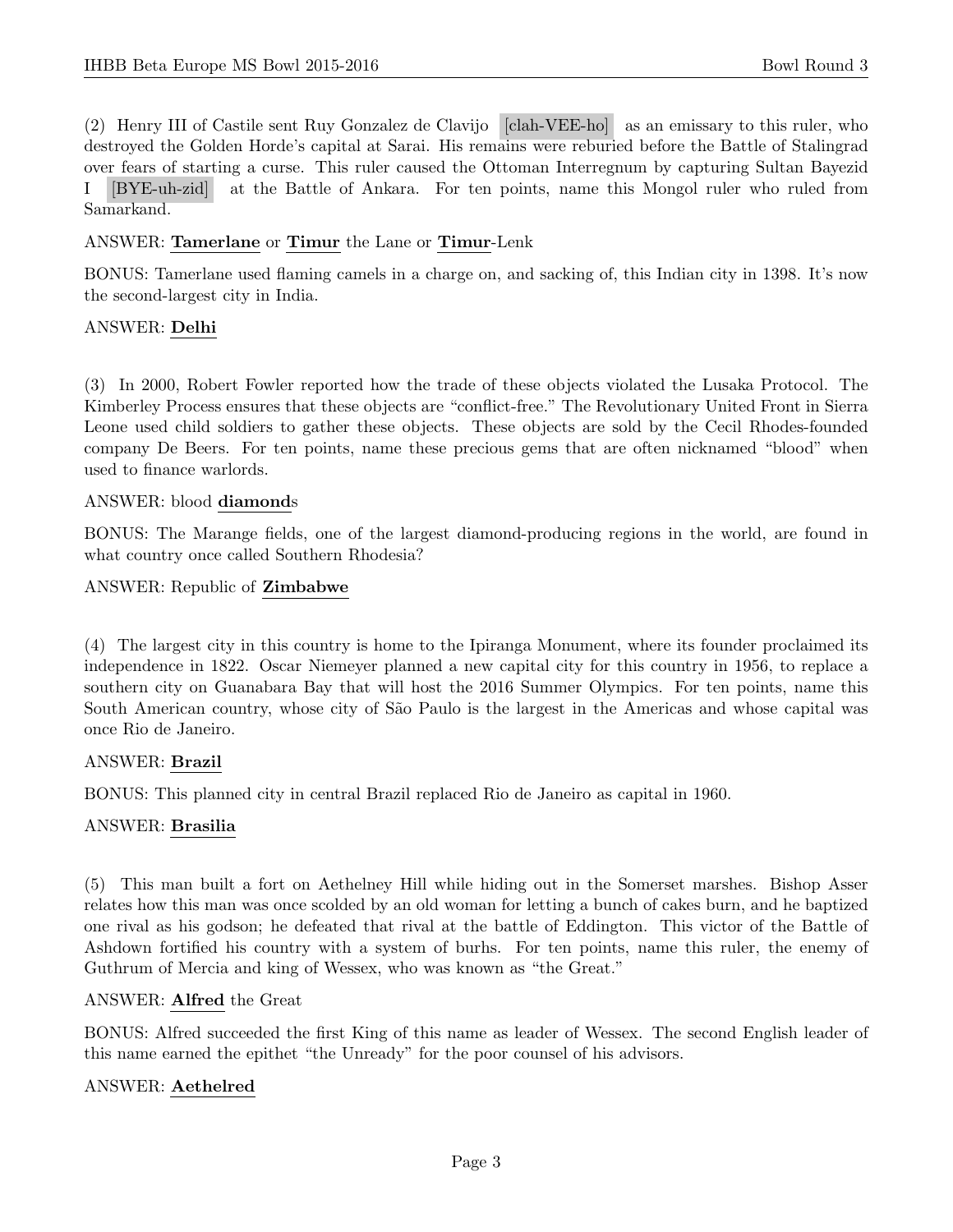(2) Henry III of Castile sent Ruy Gonzalez de Clavijo [clah-VEE-ho] as an emissary to this ruler, who destroyed the Golden Horde's capital at Sarai. His remains were reburied before the Battle of Stalingrad over fears of starting a curse. This ruler caused the Ottoman Interregnum by capturing Sultan Bayezid I [BYE-uh-zid] at the Battle of Ankara. For ten points, name this Mongol ruler who ruled from Samarkand.

ANSWER: **Tamerlane** or **Timur** the Lane or **Timur**-Lenk

BONUS: Tamerlane used flaming camels in a charge on, and sacking of, this Indian city in 1398. It's now the second-largest city in India.

ANSWER: **Delhi**

(3) In 2000, Robert Fowler reported how the trade of these objects violated the Lusaka Protocol. The Kimberley Process ensures that these objects are "conflict-free." The Revolutionary United Front in Sierra Leone used child soldiers to gather these objects. These objects are sold by the Cecil Rhodes-founded company De Beers. For ten points, name these precious gems that are often nicknamed "blood" when used to finance warlords.

ANSWER: blood **diamond**s

BONUS: The Marange fields, one of the largest diamond-producing regions in the world, are found in what country once called Southern Rhodesia?

ANSWER: Republic of **Zimbabwe**

(4) The largest city in this country is home to the Ipiranga Monument, where its founder proclaimed its independence in 1822. Oscar Niemeyer planned a new capital city for this country in 1956, to replace a southern city on Guanabara Bay that will host the 2016 Summer Olympics. For ten points, name this South American country, whose city of São Paulo is the largest in the Americas and whose capital was once Rio de Janeiro.

ANSWER: **Brazil**

BONUS: This planned city in central Brazil replaced Rio de Janeiro as capital in 1960.

ANSWER: **Brasilia**

(5) This man built a fort on Aethelney Hill while hiding out in the Somerset marshes. Bishop Asser relates how this man was once scolded by an old woman for letting a bunch of cakes burn, and he baptized one rival as his godson; he defeated that rival at the battle of Eddington. This victor of the Battle of Ashdown fortified his country with a system of burhs. For ten points, name this ruler, the enemy of Guthrum of Mercia and king of Wessex, who was known as "the Great."

ANSWER: **Alfred** the Great

BONUS: Alfred succeeded the first King of this name as leader of Wessex. The second English leader of this name earned the epithet "the Unready" for the poor counsel of his advisors.

ANSWER: **Aethelred**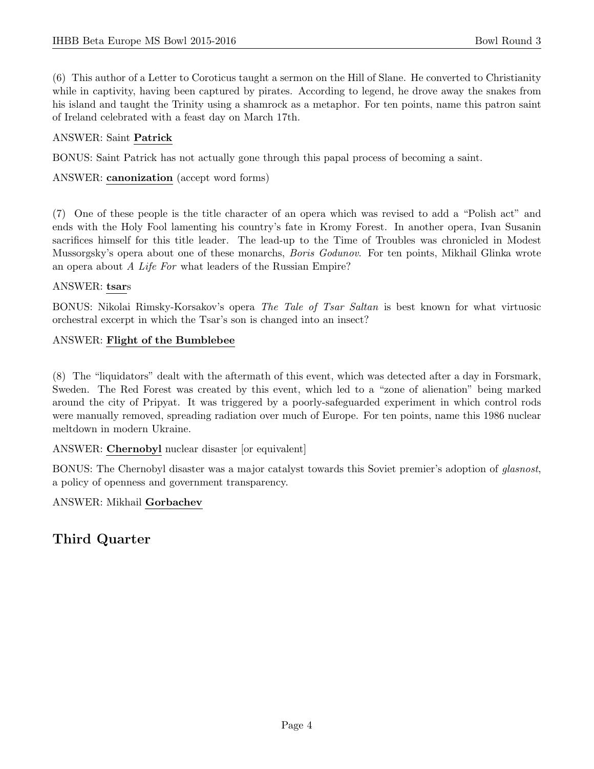(6) This author of a Letter to Coroticus taught a sermon on the Hill of Slane. He converted to Christianity while in captivity, having been captured by pirates. According to legend, he drove away the snakes from his island and taught the Trinity using a shamrock as a metaphor. For ten points, name this patron saint of Ireland celebrated with a feast day on March 17th.

ANSWER: Saint **Patrick**

BONUS: Saint Patrick has not actually gone through this papal process of becoming a saint.

ANSWER: **canonization** (accept word forms)

(7) One of these people is the title character of an opera which was revised to add a "Polish act" and ends with the Holy Fool lamenting his country's fate in Kromy Forest. In another opera, Ivan Susanin sacrifices himself for this title leader. The lead-up to the Time of Troubles was chronicled in Modest Mussorgsky's opera about one of these monarchs, *Boris Godunov*. For ten points, Mikhail Glinka wrote an opera about *A Life For* what leaders of the Russian Empire?

ANSWER: **tsar**s

BONUS: Nikolai Rimsky-Korsakov's opera *The Tale of Tsar Saltan* is best known for what virtuosic orchestral excerpt in which the Tsar's son is changed into an insect?

ANSWER: **Flight of the Bumblebee**

(8) The "liquidators" dealt with the aftermath of this event, which was detected after a day in Forsmark, Sweden. The Red Forest was created by this event, which led to a "zone of alienation" being marked around the city of Pripyat. It was triggered by a poorly-safeguarded experiment in which control rods were manually removed, spreading radiation over much of Europe. For ten points, name this 1986 nuclear meltdown in modern Ukraine.

ANSWER: **Chernobyl** nuclear disaster [or equivalent]

BONUS: The Chernobyl disaster was a major catalyst towards this Soviet premier's adoption of *glasnost*, a policy of openness and government transparency.

ANSWER: Mikhail **Gorbachev**

## Third Quarter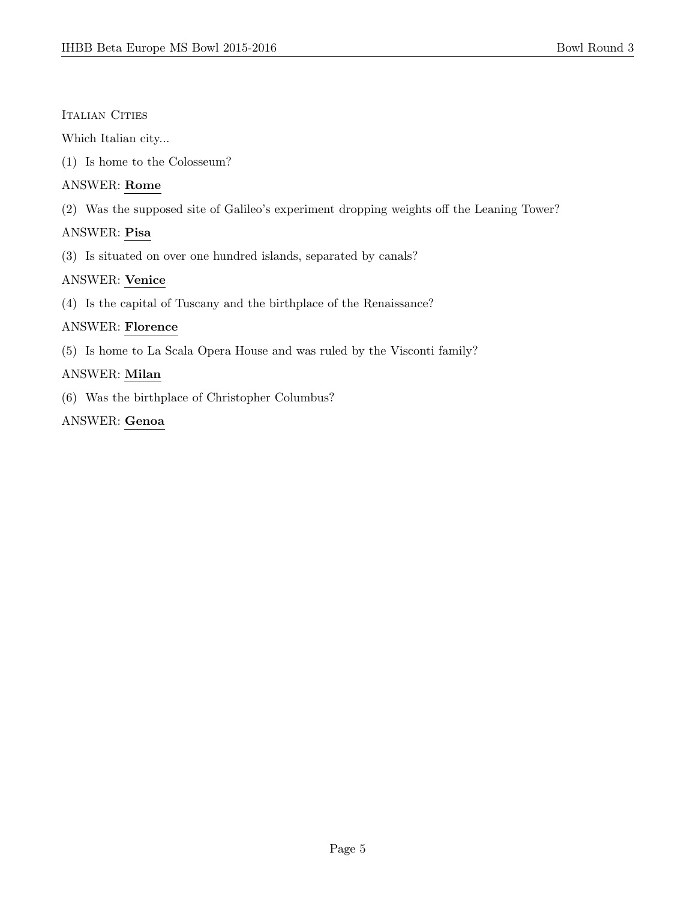Italian Cities

Which Italian city...

(1) Is home to the Colosseum?

ANSWER: **Rome**

(2) Was the supposed site of Galileo's experiment dropping weights off the Leaning Tower?

ANSWER: **Pisa**

(3) Is situated on over one hundred islands, separated by canals?

ANSWER: **Venice**

(4) Is the capital of Tuscany and the birthplace of the Renaissance?

ANSWER: **Florence**

(5) Is home to La Scala Opera House and was ruled by the Visconti family?

ANSWER: **Milan**

(6) Was the birthplace of Christopher Columbus?

ANSWER: **Genoa**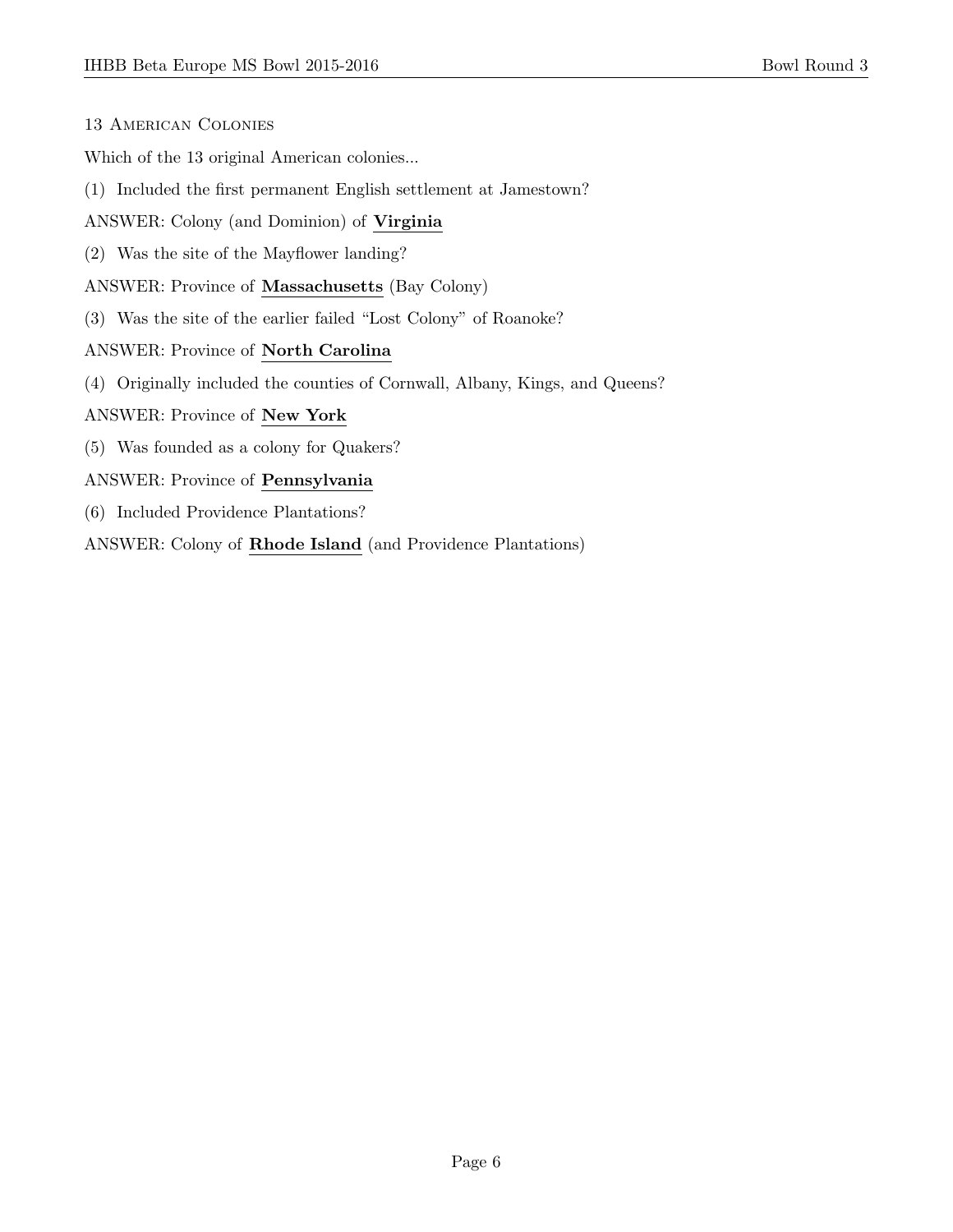## 13 American Colonies

Which of the 13 original American colonies...

(1) Included the first permanent English settlement at Jamestown?

ANSWER: Colony (and Dominion) of **Virginia**

(2) Was the site of the Mayflower landing?

ANSWER: Province of **Massachusetts** (Bay Colony)

(3) Was the site of the earlier failed "Lost Colony" of Roanoke?

ANSWER: Province of **North Carolina**

(4) Originally included the counties of Cornwall, Albany, Kings, and Queens?

ANSWER: Province of **New York**

(5) Was founded as a colony for Quakers?

ANSWER: Province of **Pennsylvania**

(6) Included Providence Plantations?

ANSWER: Colony of **Rhode Island** (and Providence Plantations)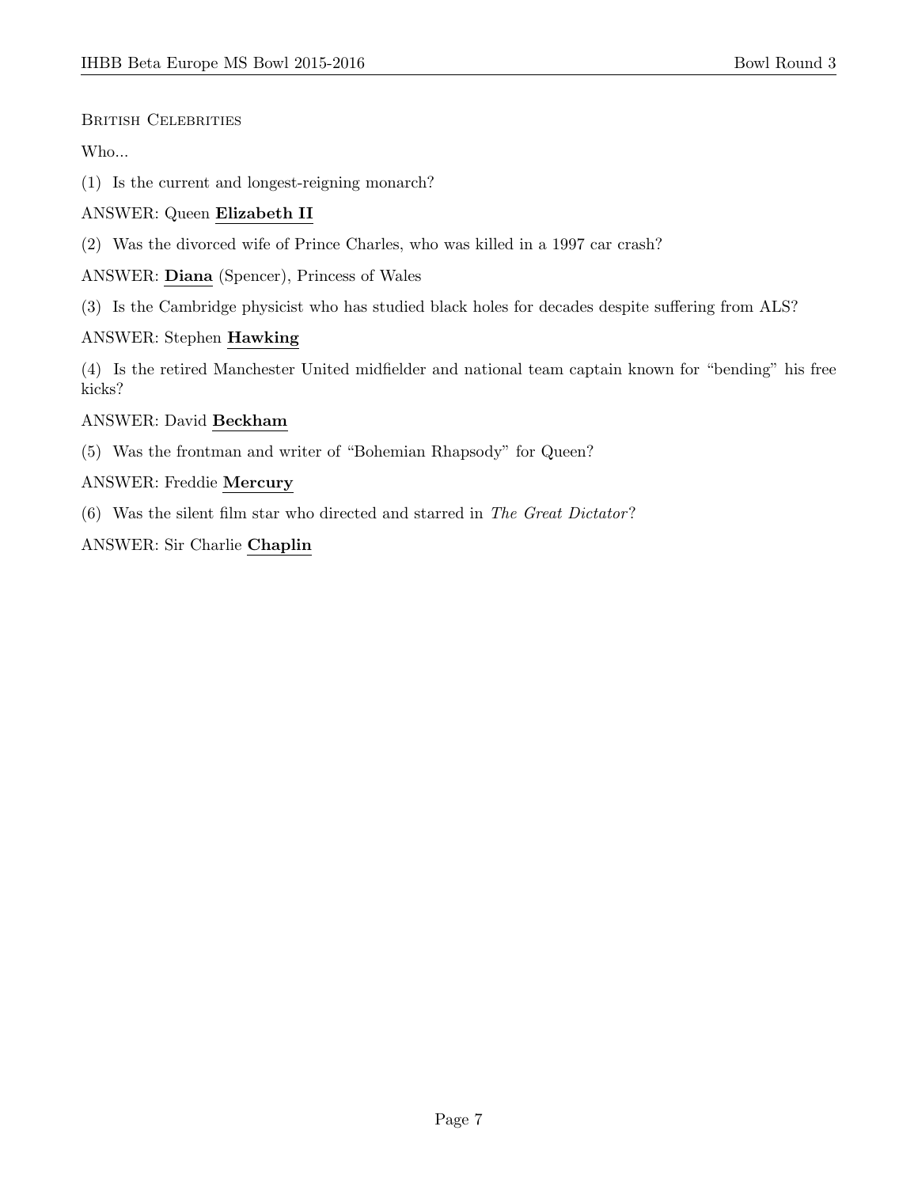British Celebrities

Who...

(1) Is the current and longest-reigning monarch?

ANSWER: Queen **Elizabeth II**

(2) Was the divorced wife of Prince Charles, who was killed in a 1997 car crash?

ANSWER: **Diana** (Spencer), Princess of Wales

(3) Is the Cambridge physicist who has studied black holes for decades despite suffering from ALS?

ANSWER: Stephen **Hawking**

(4) Is the retired Manchester United midfielder and national team captain known for "bending" his free kicks?

ANSWER: David **Beckham**

(5) Was the frontman and writer of "Bohemian Rhapsody" for Queen?

ANSWER: Freddie **Mercury**

(6) Was the silent film star who directed and starred in *The Great Dictator*?

ANSWER: Sir Charlie **Chaplin**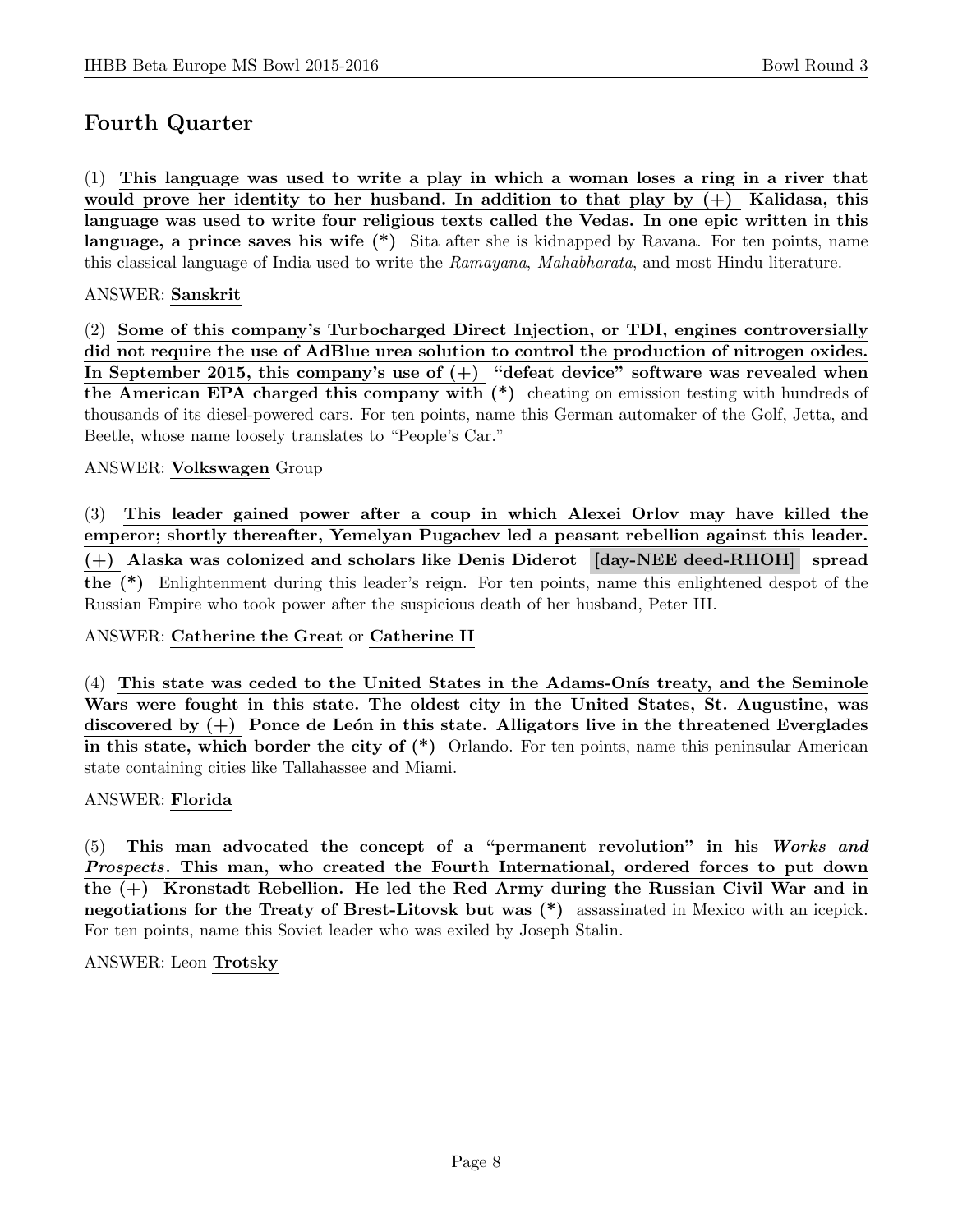## Fourth Quarter

(1) **This language was used to write a play in which a woman loses a ring in a river that would prove her identity to her husband. In addition to that play by (+) Kalidasa, this language was used to write four religious texts called the Vedas. In one epic written in this language, a prince saves his wife (*)** Sita after she is kidnapped by Ravana. For ten points, name this classical language of India used to write the *Ramayana*, *Mahabharata*, and most Hindu literature.

ANSWER: **Sanskrit**

(2) **Some of this company's Turbocharged Direct Injection, or TDI, engines controversially did not require the use of AdBlue urea solution to control the production of nitrogen oxides. In September 2015, this company's use of (+) "defeat device" software was revealed when the American EPA charged this company with (*)** cheating on emission testing with hundreds of thousands of its diesel-powered cars. For ten points, name this German automaker of the Golf, Jetta, and Beetle, whose name loosely translates to "People's Car."

ANSWER: **Volkswagen** Group

(3) **This leader gained power after a coup in which Alexei Orlov may have killed the emperor; shortly thereafter, Yemelyan Pugachev led a peasant rebellion against this leader. (+) Alaska was colonized and scholars like Denis Diderot [day-NEE deed-RHOH] spread the (*)** Enlightenment during this leader's reign. For ten points, name this enlightened despot of the Russian Empire who took power after the suspicious death of her husband, Peter III.

ANSWER: **Catherine the Great** or **Catherine II**

(4) **This state was ceded to the United States in the Adams-Onís treaty, and the Seminole Wars were fought in this state. The oldest city in the United States, St. Augustine, was discovered by (+) Ponce de León in this state. Alligators live in the threatened Everglades in this state, which border the city of (*)** Orlando. For ten points, name this peninsular American state containing cities like Tallahassee and Miami.

ANSWER: **Florida**

(5) **This man advocated the concept of a "permanent revolution" in his *Works and Prospects*. This man, who created the Fourth International, ordered forces to put down the (+) Kronstadt Rebellion. He led the Red Army during the Russian Civil War and in negotiations for the Treaty of Brest-Litovsk but was (*)** assassinated in Mexico with an icepick. For ten points, name this Soviet leader who was exiled by Joseph Stalin.

ANSWER: Leon **Trotsky**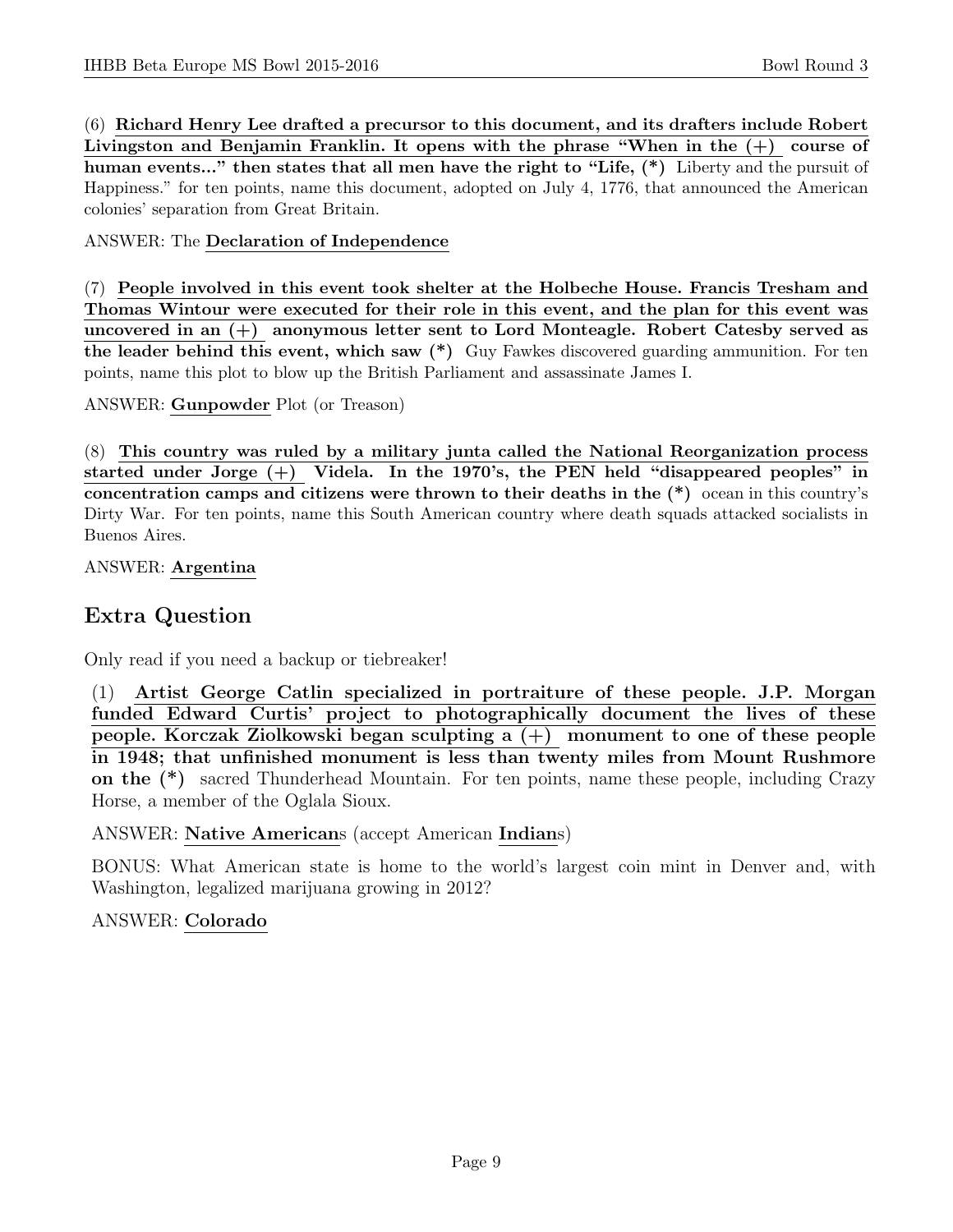(6) **Richard Henry Lee drafted a precursor to this document, and its drafters include Robert Livingston and Benjamin Franklin. It opens with the phrase "When in the (+) course of human events..." then states that all men have the right to "Life, (*)** Liberty and the pursuit of Happiness." for ten points, name this document, adopted on July 4, 1776, that announced the American colonies' separation from Great Britain.

ANSWER: The **Declaration of Independence**

(7) **People involved in this event took shelter at the Holbeche House. Francis Tresham and Thomas Wintour were executed for their role in this event, and the plan for this event was uncovered in an (+) anonymous letter sent to Lord Monteagle. Robert Catesby served as the leader behind this event, which saw (*)** Guy Fawkes discovered guarding ammunition. For ten points, name this plot to blow up the British Parliament and assassinate James I.

ANSWER: **Gunpowder** Plot (or Treason)

(8) **This country was ruled by a military junta called the National Reorganization process started under Jorge (+) Videla. In the 1970's, the PEN held "disappeared peoples" in concentration camps and citizens were thrown to their deaths in the (*)** ocean in this country's Dirty War. For ten points, name this South American country where death squads attacked socialists in Buenos Aires.

ANSWER: **Argentina**

## Extra Question

Only read if you need a backup or tiebreaker!

(1) **Artist George Catlin specialized in portraiture of these people. J.P. Morgan funded Edward Curtis' project to photographically document the lives of these people. Korczak Ziolkowski began sculpting a (+) monument to one of these people in 1948; that unfinished monument is less than twenty miles from Mount Rushmore on the (*)** sacred Thunderhead Mountain. For ten points, name these people, including Crazy Horse, a member of the Oglala Sioux.

ANSWER: **Native American**s (accept American **Indian**s)

BONUS: What American state is home to the world's largest coin mint in Denver and, with Washington, legalized marijuana growing in 2012?

ANSWER: **Colorado**